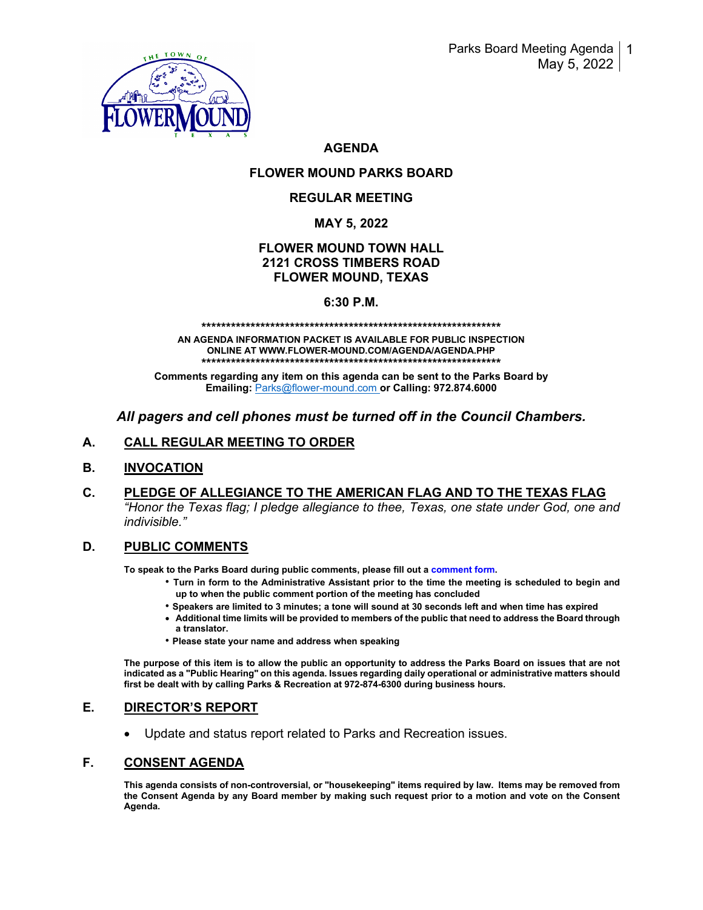# AGENDA

## FLOWER MOUND PARKS BOARD

## REGULAR MEETING

## MAY 5, 2022

## FLOWER MOUND TOWN HALL
## 2121 CROSS TIMBERS ROAD
## FLOWER MOUND, TEXAS

## 6:30 P.M.

******************************************************************

**AN AGENDA INFORMATION PACKET IS AVAILABLE FOR PUBLIC INSPECTION ONLINE AT WWW.FLOWER-MOUND.COM/AGENDA/AGENDA.PHP**

******************************************************************

**Comments regarding any item on this agenda can be sent to the Parks Board by Emailing:** Parks@flower-mound.com **or Calling: 972.874.6000**

***All pagers and cell phones must be turned off in the Council Chambers.***

## A. CALL REGULAR MEETING TO ORDER

## B. INVOCATION

## C. PLEDGE OF ALLEGIANCE TO THE AMERICAN FLAG AND TO THE TEXAS FLAG

*"Honor the Texas flag; I pledge allegiance to thee, Texas, one state under God, one and indivisible."*

## D. PUBLIC COMMENTS

**To speak to the Parks Board during public comments, please fill out a comment form.**

- **Turn in form to the Administrative Assistant prior to the time the meeting is scheduled to begin and up to when the public comment portion of the meeting has concluded**
- **Speakers are limited to 3 minutes; a tone will sound at 30 seconds left and when time has expired**
- **Additional time limits will be provided to members of the public that need to address the Board through a translator.**
- **Please state your name and address when speaking**

**The purpose of this item is to allow the public an opportunity to address the Parks Board on issues that are not indicated as a "Public Hearing" on this agenda. Issues regarding daily operational or administrative matters should first be dealt with by calling Parks & Recreation at 972-874-6300 during business hours.**

## E. DIRECTOR'S REPORT

- Update and status report related to Parks and Recreation issues.

## F. CONSENT AGENDA

**This agenda consists of non-controversial, or "housekeeping" items required by law. Items may be removed from the Consent Agenda by any Board member by making such request prior to a motion and vote on the Consent Agenda.**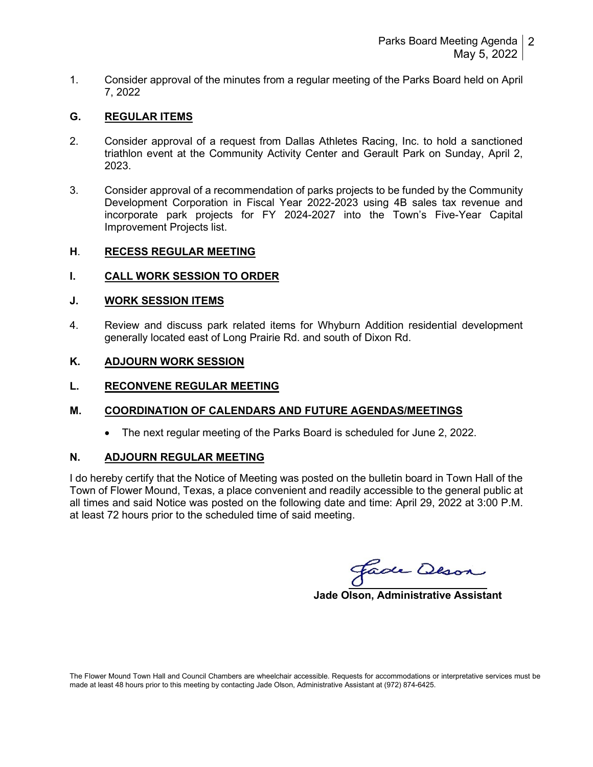1. Consider approval of the minutes from a regular meeting of the Parks Board held on April 7, 2022

## G. REGULAR ITEMS

2. Consider approval of a request from Dallas Athletes Racing, Inc. to hold a sanctioned triathlon event at the Community Activity Center and Gerault Park on Sunday, April 2, 2023.

3. Consider approval of a recommendation of parks projects to be funded by the Community Development Corporation in Fiscal Year 2022-2023 using 4B sales tax revenue and incorporate park projects for FY 2024-2027 into the Town's Five-Year Capital Improvement Projects list.

## H. RECESS REGULAR MEETING

## I. CALL WORK SESSION TO ORDER

## J. WORK SESSION ITEMS

4. Review and discuss park related items for Whyburn Addition residential development generally located east of Long Prairie Rd. and south of Dixon Rd.

## K. ADJOURN WORK SESSION

## L. RECONVENE REGULAR MEETING

## M. COORDINATION OF CALENDARS AND FUTURE AGENDAS/MEETINGS

- The next regular meeting of the Parks Board is scheduled for June 2, 2022.

## N. ADJOURN REGULAR MEETING

I do hereby certify that the Notice of Meeting was posted on the bulletin board in Town Hall of the Town of Flower Mound, Texas, a place convenient and readily accessible to the general public at all times and said Notice was posted on the following date and time: April 29, 2022 at 3:00 P.M. at least 72 hours prior to the scheduled time of said meeting.

Jade Olson

**Jade Olson, Administrative Assistant**

The Flower Mound Town Hall and Council Chambers are wheelchair accessible. Requests for accommodations or interpretative services must be made at least 48 hours prior to this meeting by contacting Jade Olson, Administrative Assistant at (972) 874-6425.